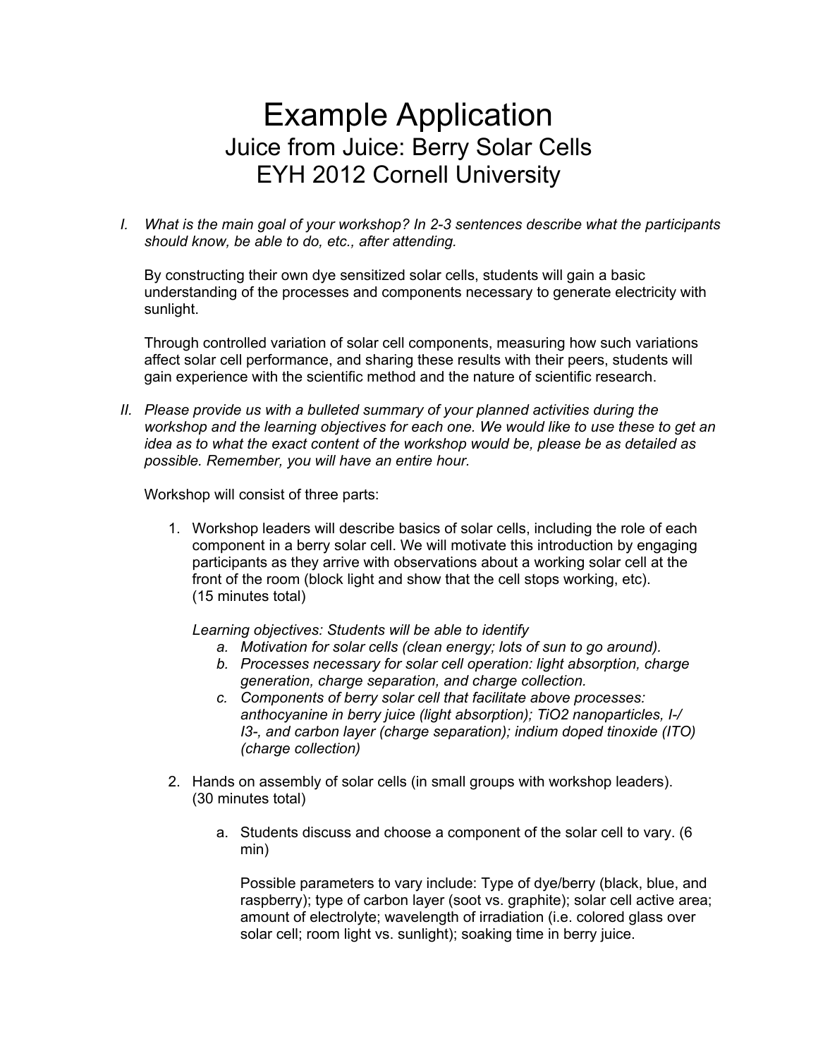# Example Application
## Juice from Juice: Berry Solar Cells
## EYH 2012 Cornell University

I. *What is the main goal of your workshop? In 2-3 sentences describe what the participants should know, be able to do, etc., after attending.*

   By constructing their own dye sensitized solar cells, students will gain a basic understanding of the processes and components necessary to generate electricity with sunlight.

   Through controlled variation of solar cell components, measuring how such variations affect solar cell performance, and sharing these results with their peers, students will gain experience with the scientific method and the nature of scientific research.

II. *Please provide us with a bulleted summary of your planned activities during the workshop and the learning objectives for each one. We would like to use these to get an idea as to what the exact content of the workshop would be, please be as detailed as possible. Remember, you will have an entire hour.*

   Workshop will consist of three parts:

   1. Workshop leaders will describe basics of solar cells, including the role of each component in a berry solar cell. We will motivate this introduction by engaging participants as they arrive with observations about a working solar cell at the front of the room (block light and show that the cell stops working, etc). (15 minutes total)

      *Learning objectives: Students will be able to identify*
      a. *Motivation for solar cells (clean energy; lots of sun to go around).*
      b. *Processes necessary for solar cell operation: light absorption, charge generation, charge separation, and charge collection.*
      c. *Components of berry solar cell that facilitate above processes: anthocyanine in berry juice (light absorption); $TiO_2$ nanoparticles, $I^-$/ $I_3^-$, and carbon layer (charge separation); indium doped tinoxide (ITO) (charge collection)*

   2. Hands on assembly of solar cells (in small groups with workshop leaders). (30 minutes total)

      a. Students discuss and choose a component of the solar cell to vary. (6 min)

         Possible parameters to vary include: Type of dye/berry (black, blue, and raspberry); type of carbon layer (soot vs. graphite); solar cell active area; amount of electrolyte; wavelength of irradiation (i.e. colored glass over solar cell; room light vs. sunlight); soaking time in berry juice.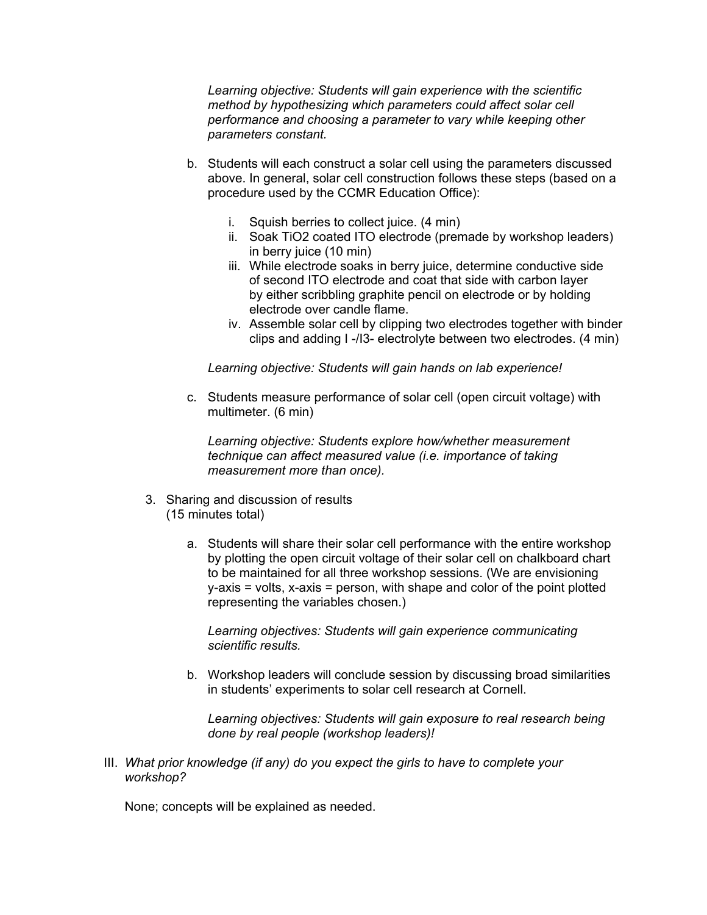*Learning objective: Students will gain experience with the scientific method by hypothesizing which parameters could affect solar cell performance and choosing a parameter to vary while keeping other parameters constant.*

b. Students will each construct a solar cell using the parameters discussed above. In general, solar cell construction follows these steps (based on a procedure used by the CCMR Education Office):

   i. Squish berries to collect juice. (4 min)
   ii. Soak $TiO_2$ coated ITO electrode (premade by workshop leaders) in berry juice (10 min)
   iii. While electrode soaks in berry juice, determine conductive side of second ITO electrode and coat that side with carbon layer by either scribbling graphite pencil on electrode or by holding electrode over candle flame.
   iv. Assemble solar cell by clipping two electrodes together with binder clips and adding $I^-/I_3^-$ electrolyte between two electrodes. (4 min)

   *Learning objective: Students will gain hands on lab experience!*

c. Students measure performance of solar cell (open circuit voltage) with multimeter. (6 min)

   *Learning objective: Students explore how/whether measurement technique can affect measured value (i.e. importance of taking measurement more than once).*

3. Sharing and discussion of results
   (15 minutes total)

   a. Students will share their solar cell performance with the entire workshop by plotting the open circuit voltage of their solar cell on chalkboard chart to be maintained for all three workshop sessions. (We are envisioning y-axis = volts, x-axis = person, with shape and color of the point plotted representing the variables chosen.)

      *Learning objectives: Students will gain experience communicating scientific results.*

   b. Workshop leaders will conclude session by discussing broad similarities in students' experiments to solar cell research at Cornell.

      *Learning objectives: Students will gain exposure to real research being done by real people (workshop leaders)!*

III. *What prior knowledge (if any) do you expect the girls to have to complete your workshop?*

None; concepts will be explained as needed.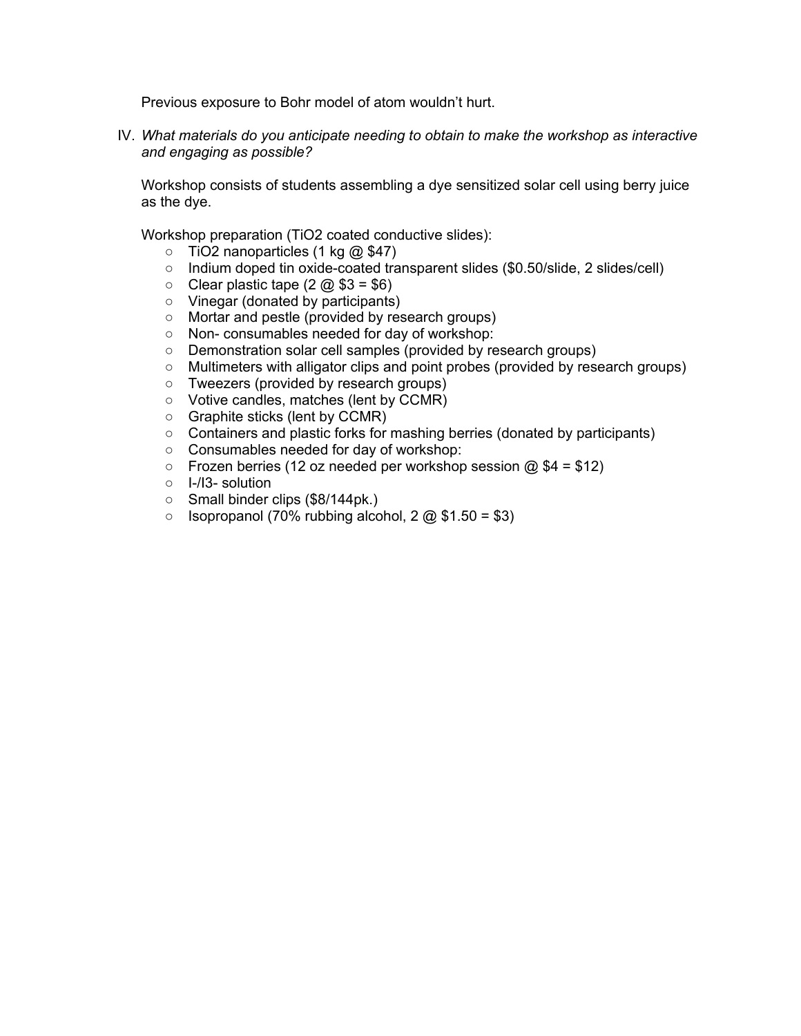Previous exposure to Bohr model of atom wouldn't hurt.

IV. *What materials do you anticipate needing to obtain to make the workshop as interactive and engaging as possible?*

Workshop consists of students assembling a dye sensitized solar cell using berry juice as the dye.

Workshop preparation ($TiO_2$ coated conductive slides):

- $TiO_2$ nanoparticles (1 kg @ $47)
- Indium doped tin oxide-coated transparent slides ($0.50/slide, 2 slides/cell)
- Clear plastic tape (2 @ $3 = $6)
- Vinegar (donated by participants)
- Mortar and pestle (provided by research groups)
- Non- consumables needed for day of workshop:
- Demonstration solar cell samples (provided by research groups)
- Multimeters with alligator clips and point probes (provided by research groups)
- Tweezers (provided by research groups)
- Votive candles, matches (lent by CCMR)
- Graphite sticks (lent by CCMR)
- Containers and plastic forks for mashing berries (donated by participants)
- Consumables needed for day of workshop:
- Frozen berries (12 oz needed per workshop session @ $4 = $12)
- $I^-/I_3^-$ solution
- Small binder clips ($8/144pk.)
- Isopropanol (70% rubbing alcohol, 2 @ $1.50 = $3)